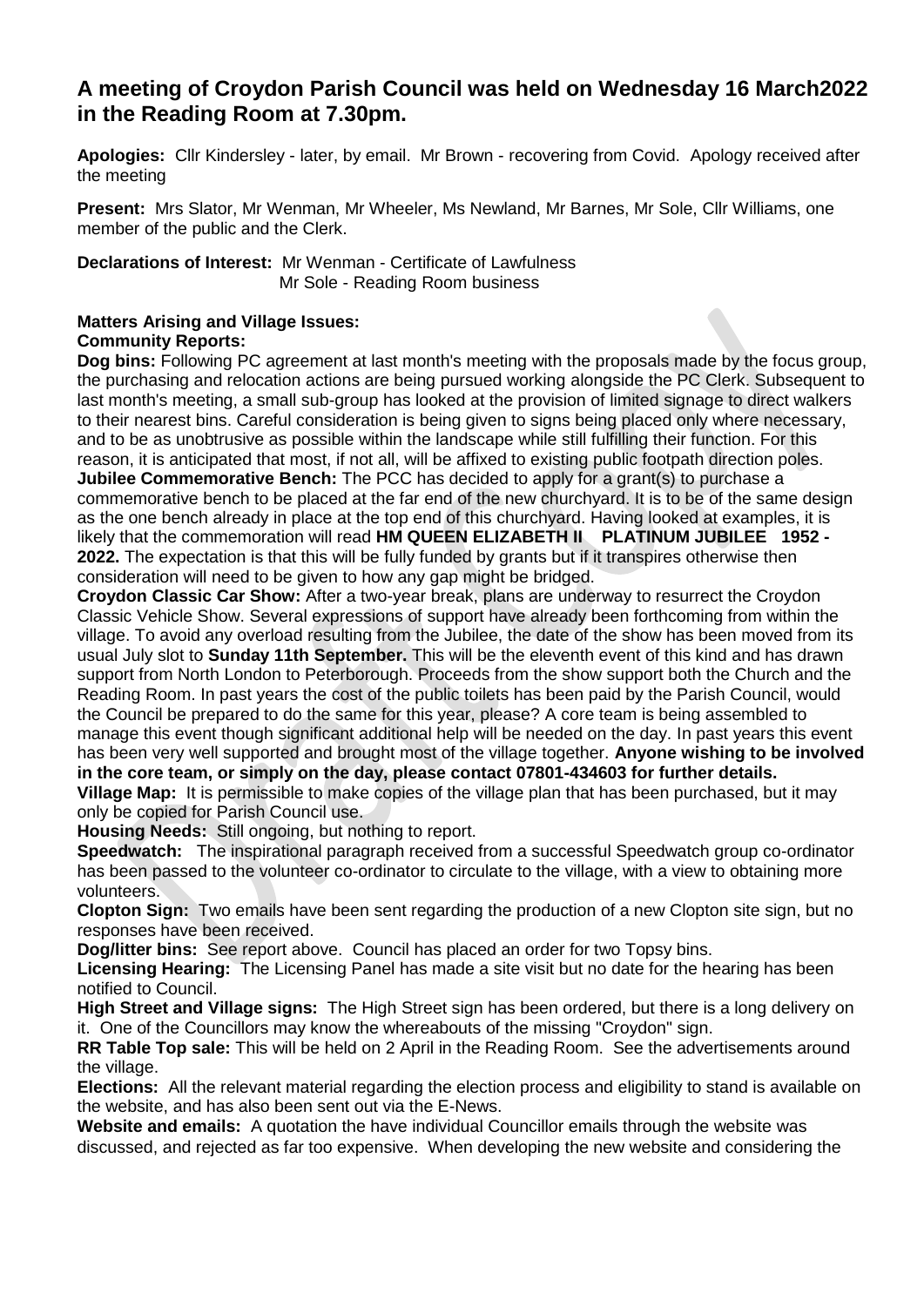# A meeting of Croydon Parish Council was held on Wednesday 16 March2022 in the Reading Room at 7.30pm.

**Apologies:** Cllr Kindersley - later, by email. Mr Brown - recovering from Covid. Apology received after the meeting

**Present:** Mrs Slator, Mr Wenman, Mr Wheeler, Ms Newland, Mr Barnes, Mr Sole, Cllr Williams, one member of the public and the Clerk.

**Declarations of Interest:** Mr Wenman - Certificate of Lawfulness
Mr Sole - Reading Room business

**Matters Arising and Village Issues:**
**Community Reports:**

**Dog bins:** Following PC agreement at last month's meeting with the proposals made by the focus group, the purchasing and relocation actions are being pursued working alongside the PC Clerk. Subsequent to last month's meeting, a small sub-group has looked at the provision of limited signage to direct walkers to their nearest bins. Careful consideration is being given to signs being placed only where necessary, and to be as unobtrusive as possible within the landscape while still fulfilling their function. For this reason, it is anticipated that most, if not all, will be affixed to existing public footpath direction poles.

**Jubilee Commemorative Bench:** The PCC has decided to apply for a grant(s) to purchase a commemorative bench to be placed at the far end of the new churchyard. It is to be of the same design as the one bench already in place at the top end of this churchyard. Having looked at examples, it is likely that the commemoration will read **HM QUEEN ELIZABETH II PLATINUM JUBILEE 1952 - 2022.** The expectation is that this will be fully funded by grants but if it transpires otherwise then consideration will need to be given to how any gap might be bridged.

**Croydon Classic Car Show:** After a two-year break, plans are underway to resurrect the Croydon Classic Vehicle Show. Several expressions of support have already been forthcoming from within the village. To avoid any overload resulting from the Jubilee, the date of the show has been moved from its usual July slot to **Sunday 11th September.** This will be the eleventh event of this kind and has drawn support from North London to Peterborough. Proceeds from the show support both the Church and the Reading Room. In past years the cost of the public toilets has been paid by the Parish Council, would the Council be prepared to do the same for this year, please? A core team is being assembled to manage this event though significant additional help will be needed on the day. In past years this event has been very well supported and brought most of the village together. **Anyone wishing to be involved in the core team, or simply on the day, please contact 07801-434603 for further details.**

**Village Map:** It is permissible to make copies of the village plan that has been purchased, but it may only be copied for Parish Council use.

**Housing Needs:** Still ongoing, but nothing to report.

**Speedwatch:** The inspirational paragraph received from a successful Speedwatch group co-ordinator has been passed to the volunteer co-ordinator to circulate to the village, with a view to obtaining more volunteers.

**Clopton Sign:** Two emails have been sent regarding the production of a new Clopton site sign, but no responses have been received.

**Dog/litter bins:** See report above. Council has placed an order for two Topsy bins.

**Licensing Hearing:** The Licensing Panel has made a site visit but no date for the hearing has been notified to Council.

**High Street and Village signs:** The High Street sign has been ordered, but there is a long delivery on it. One of the Councillors may know the whereabouts of the missing "Croydon" sign.

**RR Table Top sale:** This will be held on 2 April in the Reading Room. See the advertisements around the village.

**Elections:** All the relevant material regarding the election process and eligibility to stand is available on the website, and has also been sent out via the E-News.

**Website and emails:** A quotation the have individual Councillor emails through the website was discussed, and rejected as far too expensive. When developing the new website and considering the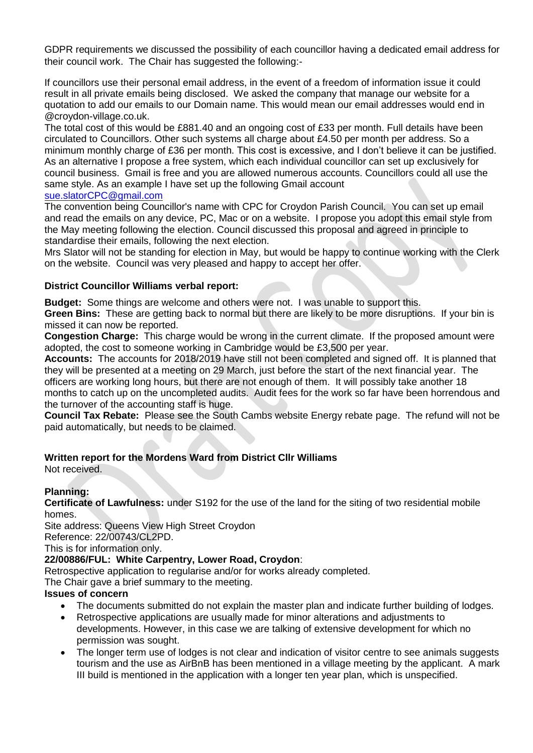GDPR requirements we discussed the possibility of each councillor having a dedicated email address for their council work. The Chair has suggested the following:-

If councillors use their personal email address, in the event of a freedom of information issue it could result in all private emails being disclosed. We asked the company that manage our website for a quotation to add our emails to our Domain name. This would mean our email addresses would end in @croydon-village.co.uk.
The total cost of this would be £881.40 and an ongoing cost of £33 per month. Full details have been circulated to Councillors. Other such systems all charge about £4.50 per month per address. So a minimum monthly charge of £36 per month. This cost is excessive, and I don't believe it can be justified. As an alternative I propose a free system, which each individual councillor can set up exclusively for council business. Gmail is free and you are allowed numerous accounts. Councillors could all use the same style. As an example I have set up the following Gmail account
sue.slatorCPC@gmail.com
The convention being Councillor's name with CPC for Croydon Parish Council. You can set up email and read the emails on any device, PC, Mac or on a website. I propose you adopt this email style from the May meeting following the election. Council discussed this proposal and agreed in principle to standardise their emails, following the next election.
Mrs Slator will not be standing for election in May, but would be happy to continue working with the Clerk on the website. Council was very pleased and happy to accept her offer.

**District Councillor Williams verbal report:**

**Budget:** Some things are welcome and others were not. I was unable to support this.
**Green Bins:** These are getting back to normal but there are likely to be more disruptions. If your bin is missed it can now be reported.
**Congestion Charge:** This charge would be wrong in the current climate. If the proposed amount were adopted, the cost to someone working in Cambridge would be £3,500 per year.
**Accounts:** The accounts for 2018/2019 have still not been completed and signed off. It is planned that they will be presented at a meeting on 29 March, just before the start of the next financial year. The officers are working long hours, but there are not enough of them. It will possibly take another 18 months to catch up on the uncompleted audits. Audit fees for the work so far have been horrendous and the turnover of the accounting staff is huge.
**Council Tax Rebate:** Please see the South Cambs website Energy rebate page. The refund will not be paid automatically, but needs to be claimed.

**Written report for the Mordens Ward from District Cllr Williams**
Not received.

**Planning:**
**Certificate of Lawfulness:** under S192 for the use of the land for the siting of two residential mobile homes.
Site address: Queens View High Street Croydon
Reference: 22/00743/CL2PD.
This is for information only.
**22/00886/FUL: White Carpentry, Lower Road, Croydon**:
Retrospective application to regularise and/or for works already completed.
The Chair gave a brief summary to the meeting.
**Issues of concern**

- The documents submitted do not explain the master plan and indicate further building of lodges.
- Retrospective applications are usually made for minor alterations and adjustments to developments. However, in this case we are talking of extensive development for which no permission was sought.
- The longer term use of lodges is not clear and indication of visitor centre to see animals suggests tourism and the use as AirBnB has been mentioned in a village meeting by the applicant. A mark III build is mentioned in the application with a longer ten year plan, which is unspecified.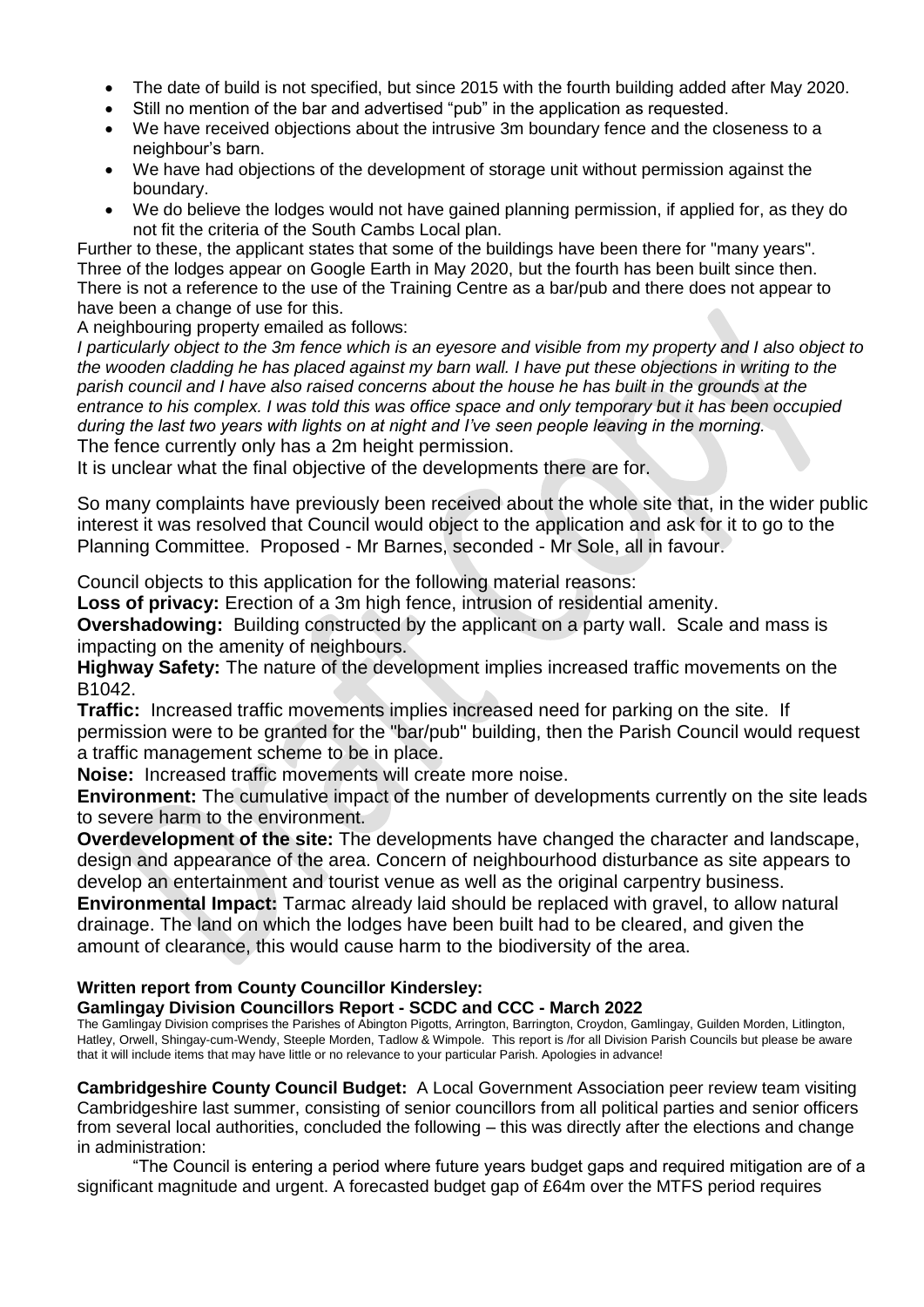- The date of build is not specified, but since 2015 with the fourth building added after May 2020.
- Still no mention of the bar and advertised "pub" in the application as requested.
- We have received objections about the intrusive 3m boundary fence and the closeness to a neighbour's barn.
- We have had objections of the development of storage unit without permission against the boundary.
- We do believe the lodges would not have gained planning permission, if applied for, as they do not fit the criteria of the South Cambs Local plan.

Further to these, the applicant states that some of the buildings have been there for "many years". Three of the lodges appear on Google Earth in May 2020, but the fourth has been built since then. There is not a reference to the use of the Training Centre as a bar/pub and there does not appear to have been a change of use for this.

A neighbouring property emailed as follows:

*I particularly object to the 3m fence which is an eyesore and visible from my property and I also object to the wooden cladding he has placed against my barn wall. I have put these objections in writing to the parish council and I have also raised concerns about the house he has built in the grounds at the entrance to his complex. I was told this was office space and only temporary but it has been occupied during the last two years with lights on at night and I've seen people leaving in the morning.*

The fence currently only has a 2m height permission.

It is unclear what the final objective of the developments there are for.

So many complaints have previously been received about the whole site that, in the wider public interest it was resolved that Council would object to the application and ask for it to go to the Planning Committee. Proposed - Mr Barnes, seconded - Mr Sole, all in favour.

Council objects to this application for the following material reasons:

**Loss of privacy:** Erection of a 3m high fence, intrusion of residential amenity.

**Overshadowing:** Building constructed by the applicant on a party wall. Scale and mass is impacting on the amenity of neighbours.

**Highway Safety:** The nature of the development implies increased traffic movements on the B1042.

**Traffic:** Increased traffic movements implies increased need for parking on the site. If permission were to be granted for the "bar/pub" building, then the Parish Council would request a traffic management scheme to be in place.

**Noise:** Increased traffic movements will create more noise.

**Environment:** The cumulative impact of the number of developments currently on the site leads to severe harm to the environment.

**Overdevelopment of the site:** The developments have changed the character and landscape, design and appearance of the area. Concern of neighbourhood disturbance as site appears to develop an entertainment and tourist venue as well as the original carpentry business.

**Environmental Impact:** Tarmac already laid should be replaced with gravel, to allow natural drainage. The land on which the lodges have been built had to be cleared, and given the amount of clearance, this would cause harm to the biodiversity of the area.

**Written report from County Councillor Kindersley:**

**Gamlingay Division Councillors Report - SCDC and CCC - March 2022**

The Gamlingay Division comprises the Parishes of Abington Pigotts, Arrington, Barrington, Croydon, Gamlingay, Guilden Morden, Litlington, Hatley, Orwell, Shingay-cum-Wendy, Steeple Morden, Tadlow & Wimpole. This report is /for all Division Parish Councils but please be aware that it will include items that may have little or no relevance to your particular Parish. Apologies in advance!

**Cambridgeshire County Council Budget:** A Local Government Association peer review team visiting Cambridgeshire last summer, consisting of senior councillors from all political parties and senior officers from several local authorities, concluded the following – this was directly after the elections and change in administration:

"The Council is entering a period where future years budget gaps and required mitigation are of a significant magnitude and urgent. A forecasted budget gap of £64m over the MTFS period requires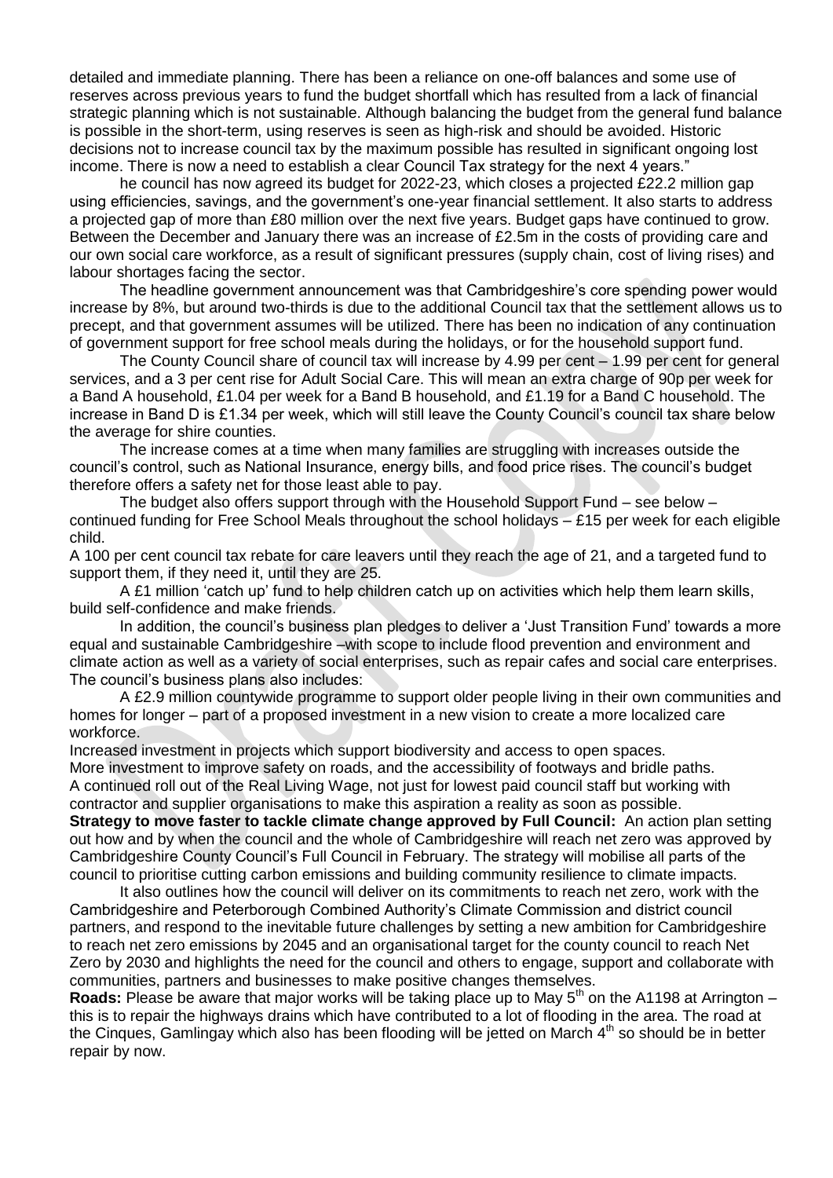detailed and immediate planning. There has been a reliance on one-off balances and some use of reserves across previous years to fund the budget shortfall which has resulted from a lack of financial strategic planning which is not sustainable. Although balancing the budget from the general fund balance is possible in the short-term, using reserves is seen as high-risk and should be avoided. Historic decisions not to increase council tax by the maximum possible has resulted in significant ongoing lost income. There is now a need to establish a clear Council Tax strategy for the next 4 years."

he council has now agreed its budget for 2022-23, which closes a projected £22.2 million gap using efficiencies, savings, and the government's one-year financial settlement. It also starts to address a projected gap of more than £80 million over the next five years. Budget gaps have continued to grow. Between the December and January there was an increase of £2.5m in the costs of providing care and our own social care workforce, as a result of significant pressures (supply chain, cost of living rises) and labour shortages facing the sector.

The headline government announcement was that Cambridgeshire's core spending power would increase by 8%, but around two-thirds is due to the additional Council tax that the settlement allows us to precept, and that government assumes will be utilized. There has been no indication of any continuation of government support for free school meals during the holidays, or for the household support fund.

The County Council share of council tax will increase by 4.99 per cent – 1.99 per cent for general services, and a 3 per cent rise for Adult Social Care. This will mean an extra charge of 90p per week for a Band A household, £1.04 per week for a Band B household, and £1.19 for a Band C household. The increase in Band D is £1.34 per week, which will still leave the County Council's council tax share below the average for shire counties.

The increase comes at a time when many families are struggling with increases outside the council's control, such as National Insurance, energy bills, and food price rises. The council's budget therefore offers a safety net for those least able to pay.

The budget also offers support through with the Household Support Fund – see below – continued funding for Free School Meals throughout the school holidays – £15 per week for each eligible child.

A 100 per cent council tax rebate for care leavers until they reach the age of 21, and a targeted fund to support them, if they need it, until they are 25.

A £1 million 'catch up' fund to help children catch up on activities which help them learn skills, build self-confidence and make friends.

In addition, the council's business plan pledges to deliver a 'Just Transition Fund' towards a more equal and sustainable Cambridgeshire –with scope to include flood prevention and environment and climate action as well as a variety of social enterprises, such as repair cafes and social care enterprises. The council's business plans also includes:

A £2.9 million countywide programme to support older people living in their own communities and homes for longer – part of a proposed investment in a new vision to create a more localized care workforce.

Increased investment in projects which support biodiversity and access to open spaces.

More investment to improve safety on roads, and the accessibility of footways and bridle paths.

A continued roll out of the Real Living Wage, not just for lowest paid council staff but working with contractor and supplier organisations to make this aspiration a reality as soon as possible.

**Strategy to move faster to tackle climate change approved by Full Council:** An action plan setting out how and by when the council and the whole of Cambridgeshire will reach net zero was approved by Cambridgeshire County Council's Full Council in February. The strategy will mobilise all parts of the council to prioritise cutting carbon emissions and building community resilience to climate impacts.

It also outlines how the council will deliver on its commitments to reach net zero, work with the Cambridgeshire and Peterborough Combined Authority's Climate Commission and district council partners, and respond to the inevitable future challenges by setting a new ambition for Cambridgeshire to reach net zero emissions by 2045 and an organisational target for the county council to reach Net Zero by 2030 and highlights the need for the council and others to engage, support and collaborate with communities, partners and businesses to make positive changes themselves.

**Roads:** Please be aware that major works will be taking place up to May 5th on the A1198 at Arrington – this is to repair the highways drains which have contributed to a lot of flooding in the area. The road at the Cinques, Gamlingay which also has been flooding will be jetted on March 4th so should be in better repair by now.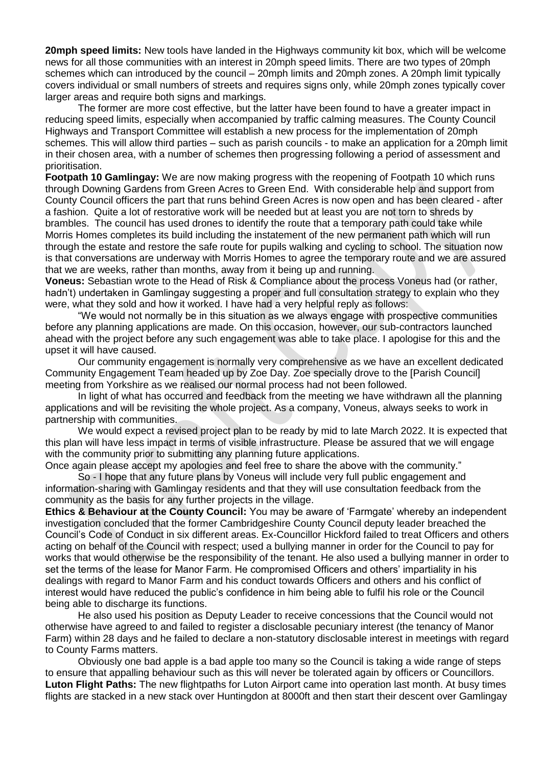**20mph speed limits:** New tools have landed in the Highways community kit box, which will be welcome news for all those communities with an interest in 20mph speed limits. There are two types of 20mph schemes which can introduced by the council – 20mph limits and 20mph zones. A 20mph limit typically covers individual or small numbers of streets and requires signs only, while 20mph zones typically cover larger areas and require both signs and markings.

The former are more cost effective, but the latter have been found to have a greater impact in reducing speed limits, especially when accompanied by traffic calming measures. The County Council Highways and Transport Committee will establish a new process for the implementation of 20mph schemes. This will allow third parties – such as parish councils - to make an application for a 20mph limit in their chosen area, with a number of schemes then progressing following a period of assessment and prioritisation.

**Footpath 10 Gamlingay:** We are now making progress with the reopening of Footpath 10 which runs through Downing Gardens from Green Acres to Green End. With considerable help and support from County Council officers the part that runs behind Green Acres is now open and has been cleared - after a fashion. Quite a lot of restorative work will be needed but at least you are not torn to shreds by brambles. The council has used drones to identify the route that a temporary path could take while Morris Homes completes its build including the instatement of the new permanent path which will run through the estate and restore the safe route for pupils walking and cycling to school. The situation now is that conversations are underway with Morris Homes to agree the temporary route and we are assured that we are weeks, rather than months, away from it being up and running.

**Voneus:** Sebastian wrote to the Head of Risk & Compliance about the process Voneus had (or rather, hadn't) undertaken in Gamlingay suggesting a proper and full consultation strategy to explain who they were, what they sold and how it worked. I have had a very helpful reply as follows:

"We would not normally be in this situation as we always engage with prospective communities before any planning applications are made. On this occasion, however, our sub-contractors launched ahead with the project before any such engagement was able to take place. I apologise for this and the upset it will have caused.

Our community engagement is normally very comprehensive as we have an excellent dedicated Community Engagement Team headed up by Zoe Day. Zoe specially drove to the [Parish Council] meeting from Yorkshire as we realised our normal process had not been followed.

In light of what has occurred and feedback from the meeting we have withdrawn all the planning applications and will be revisiting the whole project. As a company, Voneus, always seeks to work in partnership with communities.

We would expect a revised project plan to be ready by mid to late March 2022. It is expected that this plan will have less impact in terms of visible infrastructure. Please be assured that we will engage with the community prior to submitting any planning future applications.

Once again please accept my apologies and feel free to share the above with the community."

So - I hope that any future plans by Voneus will include very full public engagement and information-sharing with Gamlingay residents and that they will use consultation feedback from the community as the basis for any further projects in the village.

**Ethics & Behaviour at the County Council:** You may be aware of 'Farmgate' whereby an independent investigation concluded that the former Cambridgeshire County Council deputy leader breached the Council's Code of Conduct in six different areas. Ex-Councillor Hickford failed to treat Officers and others acting on behalf of the Council with respect; used a bullying manner in order for the Council to pay for works that would otherwise be the responsibility of the tenant. He also used a bullying manner in order to set the terms of the lease for Manor Farm. He compromised Officers and others' impartiality in his dealings with regard to Manor Farm and his conduct towards Officers and others and his conflict of interest would have reduced the public's confidence in him being able to fulfil his role or the Council being able to discharge its functions.

He also used his position as Deputy Leader to receive concessions that the Council would not otherwise have agreed to and failed to register a disclosable pecuniary interest (the tenancy of Manor Farm) within 28 days and he failed to declare a non-statutory disclosable interest in meetings with regard to County Farms matters.

Obviously one bad apple is a bad apple too many so the Council is taking a wide range of steps to ensure that appalling behaviour such as this will never be tolerated again by officers or Councillors.

**Luton Flight Paths:** The new flightpaths for Luton Airport came into operation last month. At busy times flights are stacked in a new stack over Huntingdon at 8000ft and then start their descent over Gamlingay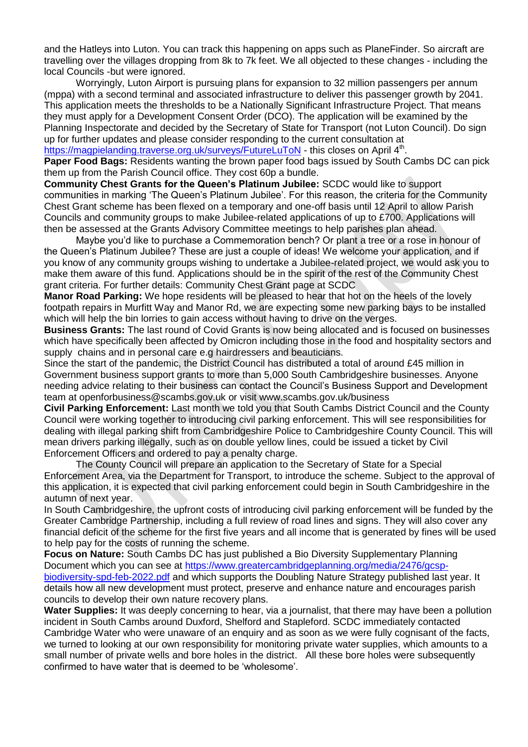and the Hatleys into Luton. You can track this happening on apps such as PlaneFinder. So aircraft are travelling over the villages dropping from 8k to 7k feet. We all objected to these changes - including the local Councils -but were ignored.

Worryingly, Luton Airport is pursuing plans for expansion to 32 million passengers per annum (mppa) with a second terminal and associated infrastructure to deliver this passenger growth by 2041. This application meets the thresholds to be a Nationally Significant Infrastructure Project. That means they must apply for a Development Consent Order (DCO). The application will be examined by the Planning Inspectorate and decided by the Secretary of State for Transport (not Luton Council). Do sign up for further updates and please consider responding to the current consultation at https://magpielanding.traverse.org.uk/surveys/FutureLuToN - this closes on April 4th.

**Paper Food Bags:** Residents wanting the brown paper food bags issued by South Cambs DC can pick them up from the Parish Council office. They cost 60p a bundle.

**Community Chest Grants for the Queen's Platinum Jubilee:** SCDC would like to support communities in marking 'The Queen's Platinum Jubilee'. For this reason, the criteria for the Community Chest Grant scheme has been flexed on a temporary and one-off basis until 12 April to allow Parish Councils and community groups to make Jubilee-related applications of up to £700. Applications will then be assessed at the Grants Advisory Committee meetings to help parishes plan ahead.

Maybe you'd like to purchase a Commemoration bench? Or plant a tree or a rose in honour of the Queen's Platinum Jubilee? These are just a couple of ideas! We welcome your application, and if you know of any community groups wishing to undertake a Jubilee-related project, we would ask you to make them aware of this fund. Applications should be in the spirit of the rest of the Community Chest grant criteria. For further details: Community Chest Grant page at SCDC

**Manor Road Parking:** We hope residents will be pleased to hear that hot on the heels of the lovely footpath repairs in Murfitt Way and Manor Rd, we are expecting some new parking bays to be installed which will help the bin lorries to gain access without having to drive on the verges.

**Business Grants:** The last round of Covid Grants is now being allocated and is focused on businesses which have specifically been affected by Omicron including those in the food and hospitality sectors and supply chains and in personal care e.g hairdressers and beauticians.

Since the start of the pandemic, the District Council has distributed a total of around £45 million in Government business support grants to more than 5,000 South Cambridgeshire businesses. Anyone needing advice relating to their business can contact the Council's Business Support and Development team at openforbusiness@scambs.gov.uk or visit www.scambs.gov.uk/business

**Civil Parking Enforcement:** Last month we told you that South Cambs District Council and the County Council were working together to introducing civil parking enforcement. This will see responsibilities for dealing with illegal parking shift from Cambridgeshire Police to Cambridgeshire County Council. This will mean drivers parking illegally, such as on double yellow lines, could be issued a ticket by Civil Enforcement Officers and ordered to pay a penalty charge.

The County Council will prepare an application to the Secretary of State for a Special Enforcement Area, via the Department for Transport, to introduce the scheme. Subject to the approval of this application, it is expected that civil parking enforcement could begin in South Cambridgeshire in the autumn of next year.

In South Cambridgeshire, the upfront costs of introducing civil parking enforcement will be funded by the Greater Cambridge Partnership, including a full review of road lines and signs. They will also cover any financial deficit of the scheme for the first five years and all income that is generated by fines will be used to help pay for the costs of running the scheme.

**Focus on Nature:** South Cambs DC has just published a Bio Diversity Supplementary Planning Document which you can see at https://www.greatercambridgeplanning.org/media/2476/gcsp-biodiversity-spd-feb-2022.pdf and which supports the Doubling Nature Strategy published last year. It details how all new development must protect, preserve and enhance nature and encourages parish councils to develop their own nature recovery plans.

**Water Supplies:** It was deeply concerning to hear, via a journalist, that there may have been a pollution incident in South Cambs around Duxford, Shelford and Stapleford. SCDC immediately contacted Cambridge Water who were unaware of an enquiry and as soon as we were fully cognisant of the facts, we turned to looking at our own responsibility for monitoring private water supplies, which amounts to a small number of private wells and bore holes in the district. All these bore holes were subsequently confirmed to have water that is deemed to be 'wholesome'.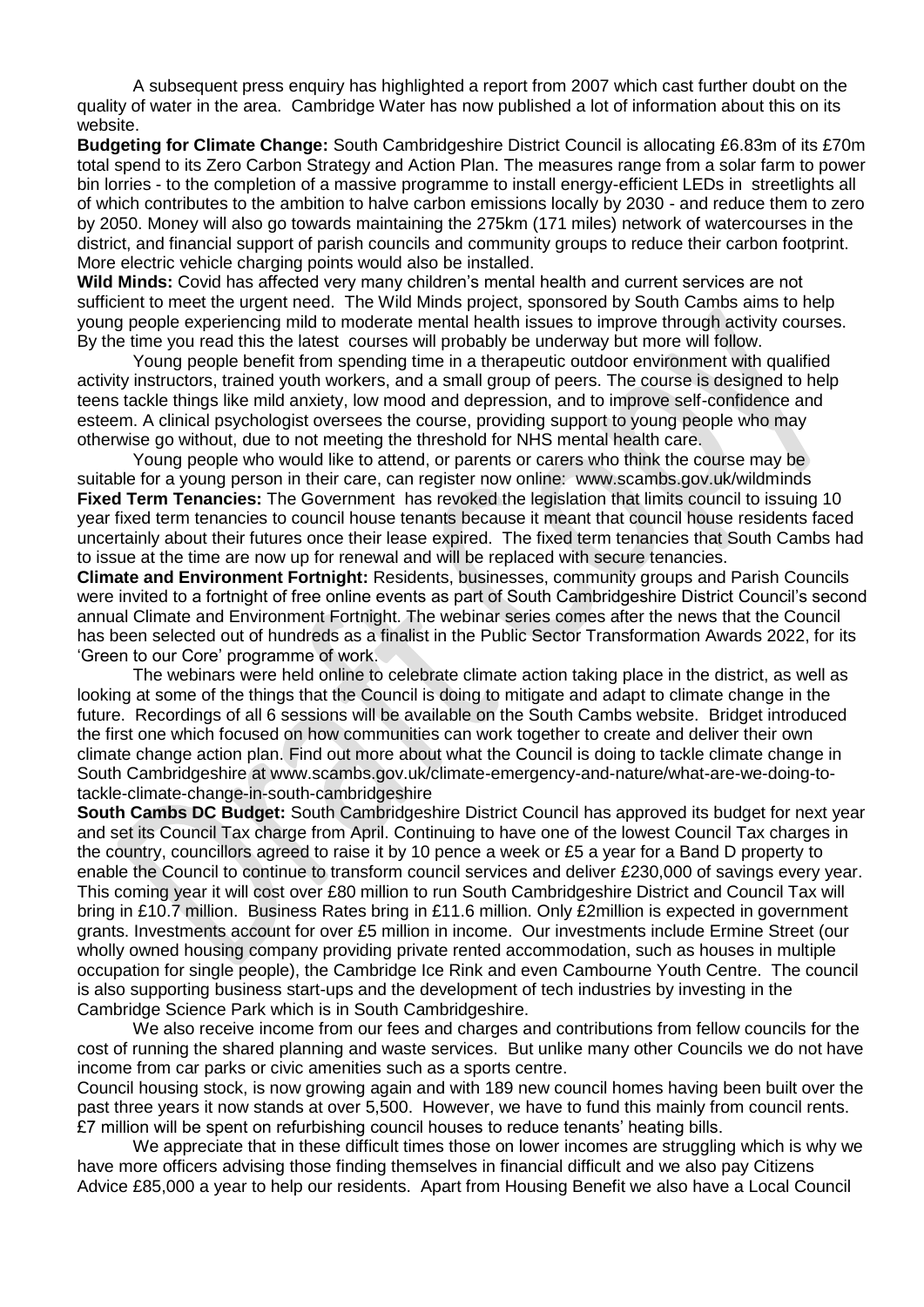A subsequent press enquiry has highlighted a report from 2007 which cast further doubt on the quality of water in the area. Cambridge Water has now published a lot of information about this on its website.

**Budgeting for Climate Change:** South Cambridgeshire District Council is allocating £6.83m of its £70m total spend to its Zero Carbon Strategy and Action Plan. The measures range from a solar farm to power bin lorries - to the completion of a massive programme to install energy-efficient LEDs in streetlights all of which contributes to the ambition to halve carbon emissions locally by 2030 - and reduce them to zero by 2050. Money will also go towards maintaining the 275km (171 miles) network of watercourses in the district, and financial support of parish councils and community groups to reduce their carbon footprint. More electric vehicle charging points would also be installed.

**Wild Minds:** Covid has affected very many children's mental health and current services are not sufficient to meet the urgent need. The Wild Minds project, sponsored by South Cambs aims to help young people experiencing mild to moderate mental health issues to improve through activity courses. By the time you read this the latest courses will probably be underway but more will follow.

Young people benefit from spending time in a therapeutic outdoor environment with qualified activity instructors, trained youth workers, and a small group of peers. The course is designed to help teens tackle things like mild anxiety, low mood and depression, and to improve self-confidence and esteem. A clinical psychologist oversees the course, providing support to young people who may otherwise go without, due to not meeting the threshold for NHS mental health care.

Young people who would like to attend, or parents or carers who think the course may be suitable for a young person in their care, can register now online: www.scambs.gov.uk/wildminds

**Fixed Term Tenancies:** The Government has revoked the legislation that limits council to issuing 10 year fixed term tenancies to council house tenants because it meant that council house residents faced uncertainly about their futures once their lease expired. The fixed term tenancies that South Cambs had to issue at the time are now up for renewal and will be replaced with secure tenancies.

**Climate and Environment Fortnight:** Residents, businesses, community groups and Parish Councils were invited to a fortnight of free online events as part of South Cambridgeshire District Council's second annual Climate and Environment Fortnight. The webinar series comes after the news that the Council has been selected out of hundreds as a finalist in the Public Sector Transformation Awards 2022, for its 'Green to our Core' programme of work.

The webinars were held online to celebrate climate action taking place in the district, as well as looking at some of the things that the Council is doing to mitigate and adapt to climate change in the future. Recordings of all 6 sessions will be available on the South Cambs website. Bridget introduced the first one which focused on how communities can work together to create and deliver their own climate change action plan. Find out more about what the Council is doing to tackle climate change in South Cambridgeshire at www.scambs.gov.uk/climate-emergency-and-nature/what-are-we-doing-to-tackle-climate-change-in-south-cambridgeshire

**South Cambs DC Budget:** South Cambridgeshire District Council has approved its budget for next year and set its Council Tax charge from April. Continuing to have one of the lowest Council Tax charges in the country, councillors agreed to raise it by 10 pence a week or £5 a year for a Band D property to enable the Council to continue to transform council services and deliver £230,000 of savings every year. This coming year it will cost over £80 million to run South Cambridgeshire District and Council Tax will bring in £10.7 million. Business Rates bring in £11.6 million. Only £2million is expected in government grants. Investments account for over £5 million in income. Our investments include Ermine Street (our wholly owned housing company providing private rented accommodation, such as houses in multiple occupation for single people), the Cambridge Ice Rink and even Cambourne Youth Centre. The council is also supporting business start-ups and the development of tech industries by investing in the Cambridge Science Park which is in South Cambridgeshire.

We also receive income from our fees and charges and contributions from fellow councils for the cost of running the shared planning and waste services. But unlike many other Councils we do not have income from car parks or civic amenities such as a sports centre.

Council housing stock, is now growing again and with 189 new council homes having been built over the past three years it now stands at over 5,500. However, we have to fund this mainly from council rents. £7 million will be spent on refurbishing council houses to reduce tenants' heating bills.

We appreciate that in these difficult times those on lower incomes are struggling which is why we have more officers advising those finding themselves in financial difficult and we also pay Citizens Advice £85,000 a year to help our residents. Apart from Housing Benefit we also have a Local Council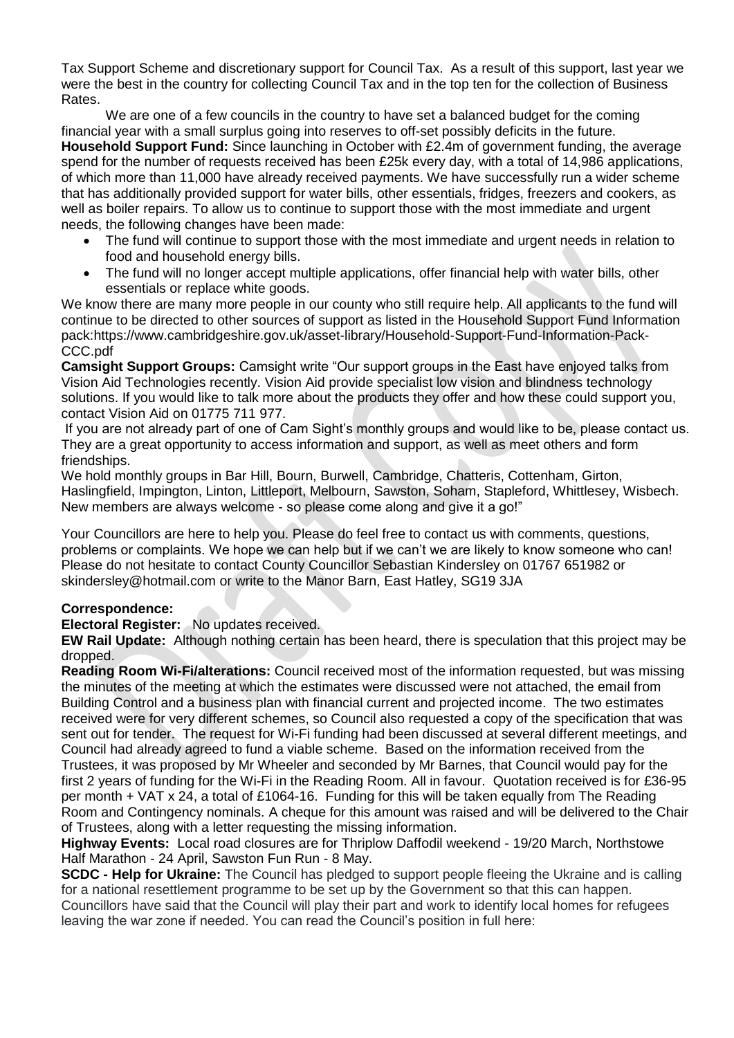Tax Support Scheme and discretionary support for Council Tax. As a result of this support, last year we were the best in the country for collecting Council Tax and in the top ten for the collection of Business Rates.

We are one of a few councils in the country to have set a balanced budget for the coming financial year with a small surplus going into reserves to off-set possibly deficits in the future.

**Household Support Fund:** Since launching in October with £2.4m of government funding, the average spend for the number of requests received has been £25k every day, with a total of 14,986 applications, of which more than 11,000 have already received payments. We have successfully run a wider scheme that has additionally provided support for water bills, other essentials, fridges, freezers and cookers, as well as boiler repairs. To allow us to continue to support those with the most immediate and urgent needs, the following changes have been made:

- The fund will continue to support those with the most immediate and urgent needs in relation to food and household energy bills.
- The fund will no longer accept multiple applications, offer financial help with water bills, other essentials or replace white goods.

We know there are many more people in our county who still require help. All applicants to the fund will continue to be directed to other sources of support as listed in the Household Support Fund Information pack:https://www.cambridgeshire.gov.uk/asset-library/Household-Support-Fund-Information-Pack-CCC.pdf

**Camsight Support Groups:** Camsight write "Our support groups in the East have enjoyed talks from Vision Aid Technologies recently. Vision Aid provide specialist low vision and blindness technology solutions. If you would like to talk more about the products they offer and how these could support you, contact Vision Aid on 01775 711 977.

If you are not already part of one of Cam Sight's monthly groups and would like to be, please contact us. They are a great opportunity to access information and support, as well as meet others and form friendships.

We hold monthly groups in Bar Hill, Bourn, Burwell, Cambridge, Chatteris, Cottenham, Girton, Haslingfield, Impington, Linton, Littleport, Melbourn, Sawston, Soham, Stapleford, Whittlesey, Wisbech. New members are always welcome - so please come along and give it a go!"

Your Councillors are here to help you. Please do feel free to contact us with comments, questions, problems or complaints. We hope we can help but if we can't we are likely to know someone who can! Please do not hesitate to contact County Councillor Sebastian Kindersley on 01767 651982 or skindersley@hotmail.com or write to the Manor Barn, East Hatley, SG19 3JA

**Correspondence:**

**Electoral Register:** No updates received.

**EW Rail Update:** Although nothing certain has been heard, there is speculation that this project may be dropped.

**Reading Room Wi-Fi/alterations:** Council received most of the information requested, but was missing the minutes of the meeting at which the estimates were discussed were not attached, the email from Building Control and a business plan with financial current and projected income. The two estimates received were for very different schemes, so Council also requested a copy of the specification that was sent out for tender. The request for Wi-Fi funding had been discussed at several different meetings, and Council had already agreed to fund a viable scheme. Based on the information received from the Trustees, it was proposed by Mr Wheeler and seconded by Mr Barnes, that Council would pay for the first 2 years of funding for the Wi-Fi in the Reading Room. All in favour. Quotation received is for £36-95 per month + VAT x 24, a total of £1064-16. Funding for this will be taken equally from The Reading Room and Contingency nominals. A cheque for this amount was raised and will be delivered to the Chair of Trustees, along with a letter requesting the missing information.

**Highway Events:** Local road closures are for Thriplow Daffodil weekend - 19/20 March, Northstowe Half Marathon - 24 April, Sawston Fun Run - 8 May.

**SCDC - Help for Ukraine:** The Council has pledged to support people fleeing the Ukraine and is calling for a national resettlement programme to be set up by the Government so that this can happen. Councillors have said that the Council will play their part and work to identify local homes for refugees leaving the war zone if needed. You can read the Council's position in full here: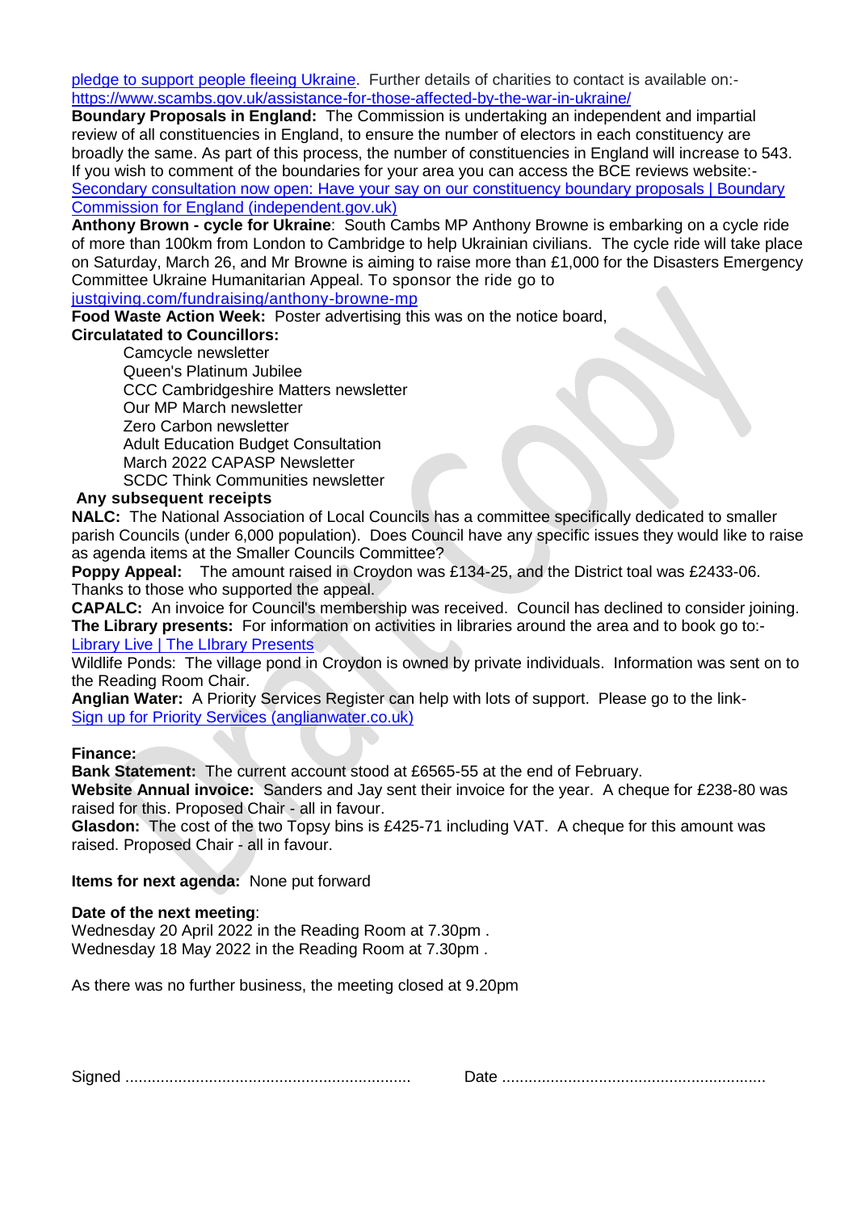pledge to support people fleeing Ukraine. Further details of charities to contact is available on:- https://www.scambs.gov.uk/assistance-for-those-affected-by-the-war-in-ukraine/

**Boundary Proposals in England:** The Commission is undertaking an independent and impartial review of all constituencies in England, to ensure the number of electors in each constituency are broadly the same. As part of this process, the number of constituencies in England will increase to 543. If you wish to comment of the boundaries for your area you can access the BCE reviews website:- Secondary consultation now open: Have your say on our constituency boundary proposals | Boundary Commission for England (independent.gov.uk)

**Anthony Brown - cycle for Ukraine**: South Cambs MP Anthony Browne is embarking on a cycle ride of more than 100km from London to Cambridge to help Ukrainian civilians. The cycle ride will take place on Saturday, March 26, and Mr Browne is aiming to raise more than £1,000 for the Disasters Emergency Committee Ukraine Humanitarian Appeal. To sponsor the ride go to justgiving.com/fundraising/anthony-browne-mp

**Food Waste Action Week:** Poster advertising this was on the notice board,

**Circulatated to Councillors:**

- Camcycle newsletter
- Queen's Platinum Jubilee
- CCC Cambridgeshire Matters newsletter
- Our MP March newsletter
- Zero Carbon newsletter
- Adult Education Budget Consultation
- March 2022 CAPASP Newsletter
- SCDC Think Communities newsletter

**Any subsequent receipts**

**NALC:** The National Association of Local Councils has a committee specifically dedicated to smaller parish Councils (under 6,000 population). Does Council have any specific issues they would like to raise as agenda items at the Smaller Councils Committee?

**Poppy Appeal:** The amount raised in Croydon was £134-25, and the District toal was £2433-06. Thanks to those who supported the appeal.

**CAPALC:** An invoice for Council's membership was received. Council has declined to consider joining.

**The Library presents:** For information on activities in libraries around the area and to book go to:- Library Live | The LIbrary Presents

Wildlife Ponds: The village pond in Croydon is owned by private individuals. Information was sent on to the Reading Room Chair.

**Anglian Water:** A Priority Services Register can help with lots of support. Please go to the link- Sign up for Priority Services (anglianwater.co.uk)

**Finance:**

**Bank Statement:** The current account stood at £6565-55 at the end of February.

**Website Annual invoice:** Sanders and Jay sent their invoice for the year. A cheque for £238-80 was raised for this. Proposed Chair - all in favour.

**Glasdon:** The cost of the two Topsy bins is £425-71 including VAT. A cheque for this amount was raised. Proposed Chair - all in favour.

**Items for next agenda:** None put forward

**Date of the next meeting**:

Wednesday 20 April 2022 in the Reading Room at 7.30pm .
Wednesday 18 May 2022 in the Reading Room at 7.30pm .

As there was no further business, the meeting closed at 9.20pm

Signed ................................................................ Date ...........................................................